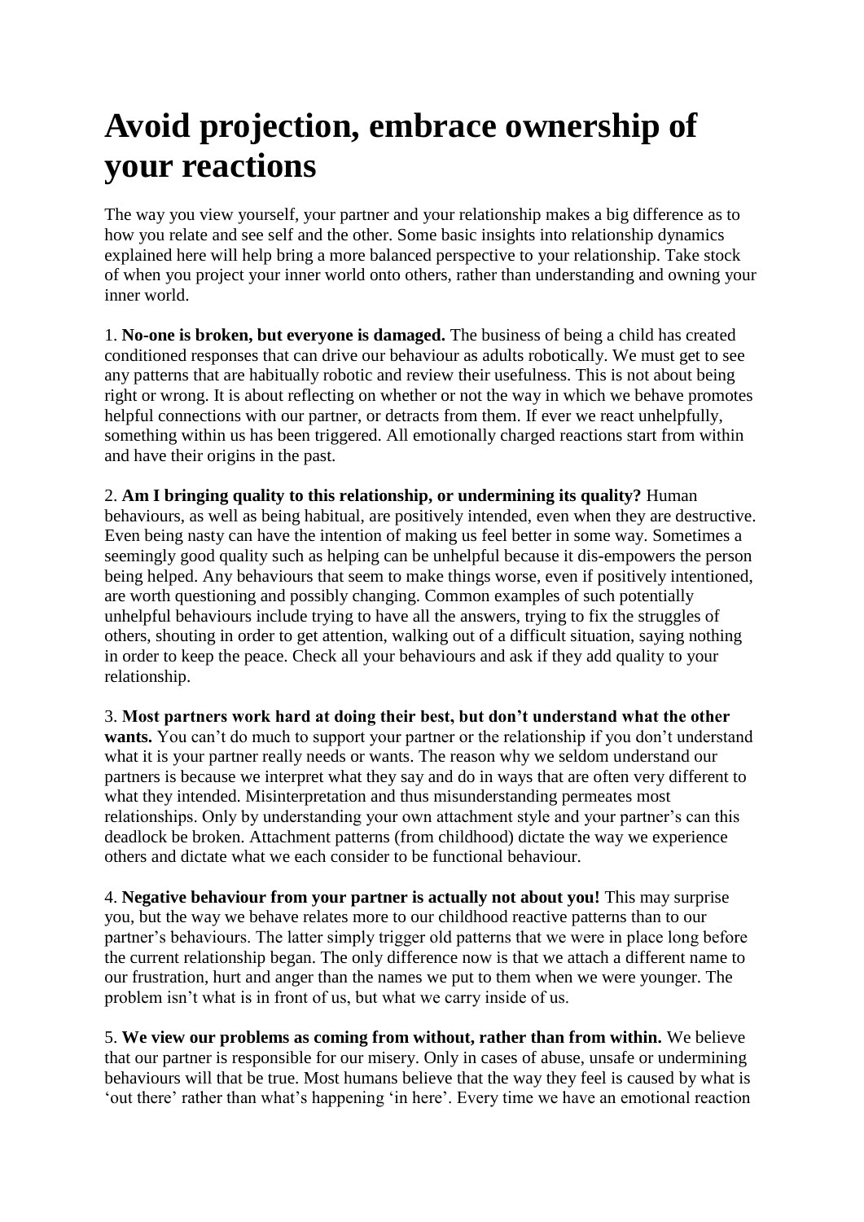# Avoid projection, embrace ownership of your reactions

The way you view yourself, your partner and your relationship makes a big difference as to how you relate and see self and the other. Some basic insights into relationship dynamics explained here will help bring a more balanced perspective to your relationship. Take stock of when you project your inner world onto others, rather than understanding and owning your inner world.

1. **No-one is broken, but everyone is damaged.** The business of being a child has created conditioned responses that can drive our behaviour as adults robotically. We must get to see any patterns that are habitually robotic and review their usefulness. This is not about being right or wrong. It is about reflecting on whether or not the way in which we behave promotes helpful connections with our partner, or detracts from them. If ever we react unhelpfully, something within us has been triggered. All emotionally charged reactions start from within and have their origins in the past.

2. **Am I bringing quality to this relationship, or undermining its quality?** Human behaviours, as well as being habitual, are positively intended, even when they are destructive. Even being nasty can have the intention of making us feel better in some way. Sometimes a seemingly good quality such as helping can be unhelpful because it dis-empowers the person being helped. Any behaviours that seem to make things worse, even if positively intentioned, are worth questioning and possibly changing. Common examples of such potentially unhelpful behaviours include trying to have all the answers, trying to fix the struggles of others, shouting in order to get attention, walking out of a difficult situation, saying nothing in order to keep the peace. Check all your behaviours and ask if they add quality to your relationship.

3. **Most partners work hard at doing their best, but don't understand what the other wants.** You can't do much to support your partner or the relationship if you don't understand what it is your partner really needs or wants. The reason why we seldom understand our partners is because we interpret what they say and do in ways that are often very different to what they intended. Misinterpretation and thus misunderstanding permeates most relationships. Only by understanding your own attachment style and your partner's can this deadlock be broken. Attachment patterns (from childhood) dictate the way we experience others and dictate what we each consider to be functional behaviour.

4. **Negative behaviour from your partner is actually not about you!** This may surprise you, but the way we behave relates more to our childhood reactive patterns than to our partner's behaviours. The latter simply trigger old patterns that we were in place long before the current relationship began. The only difference now is that we attach a different name to our frustration, hurt and anger than the names we put to them when we were younger. The problem isn't what is in front of us, but what we carry inside of us.

5. **We view our problems as coming from without, rather than from within.** We believe that our partner is responsible for our misery. Only in cases of abuse, unsafe or undermining behaviours will that be true. Most humans believe that the way they feel is caused by what is 'out there' rather than what's happening 'in here'. Every time we have an emotional reaction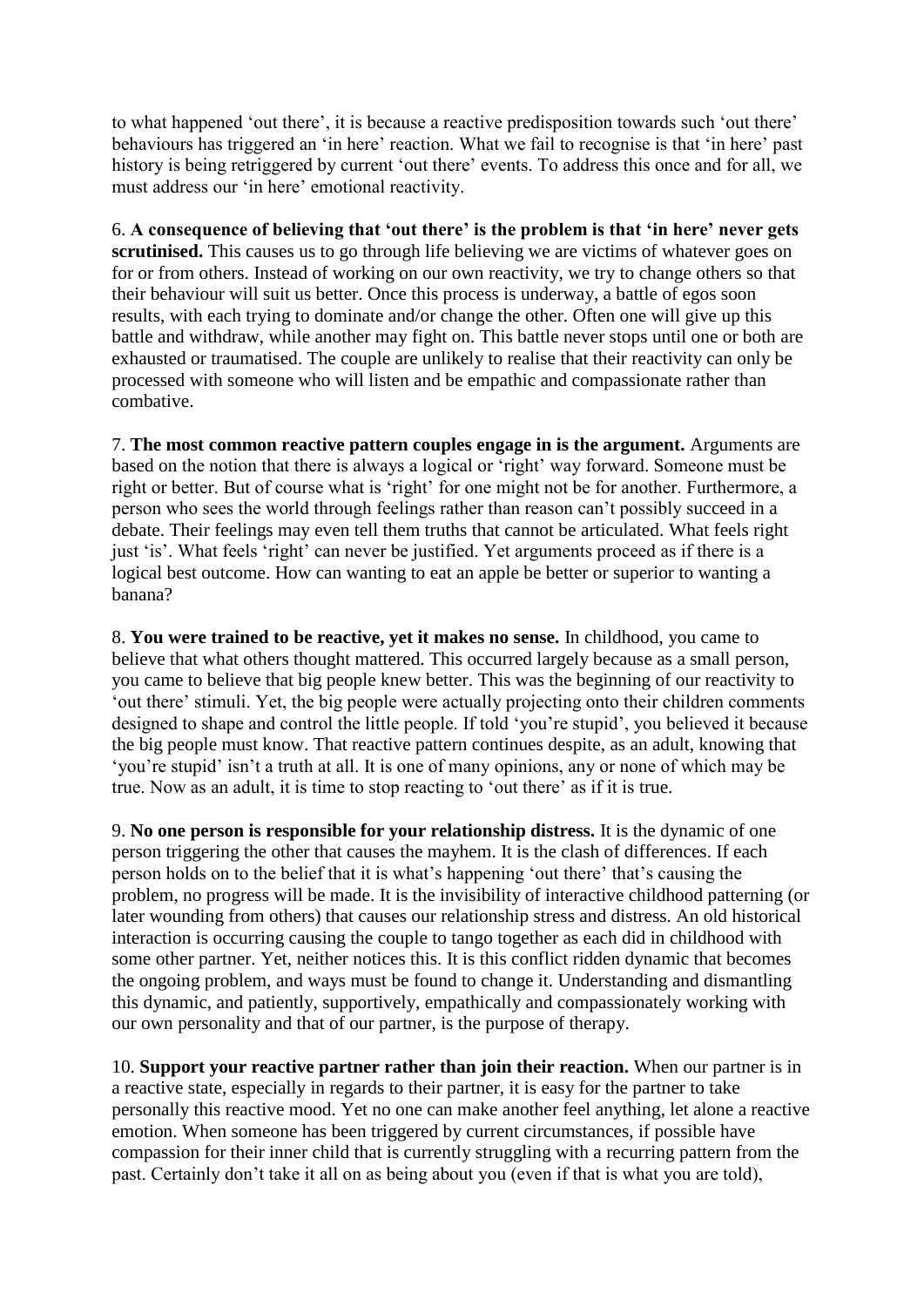to what happened 'out there', it is because a reactive predisposition towards such 'out there' behaviours has triggered an 'in here' reaction. What we fail to recognise is that 'in here' past history is being retriggered by current 'out there' events. To address this once and for all, we must address our 'in here' emotional reactivity.

6. **A consequence of believing that 'out there' is the problem is that 'in here' never gets scrutinised.** This causes us to go through life believing we are victims of whatever goes on for or from others. Instead of working on our own reactivity, we try to change others so that their behaviour will suit us better. Once this process is underway, a battle of egos soon results, with each trying to dominate and/or change the other. Often one will give up this battle and withdraw, while another may fight on. This battle never stops until one or both are exhausted or traumatised. The couple are unlikely to realise that their reactivity can only be processed with someone who will listen and be empathic and compassionate rather than combative.

7. **The most common reactive pattern couples engage in is the argument.** Arguments are based on the notion that there is always a logical or 'right' way forward. Someone must be right or better. But of course what is 'right' for one might not be for another. Furthermore, a person who sees the world through feelings rather than reason can't possibly succeed in a debate. Their feelings may even tell them truths that cannot be articulated. What feels right just 'is'. What feels 'right' can never be justified. Yet arguments proceed as if there is a logical best outcome. How can wanting to eat an apple be better or superior to wanting a banana?

8. **You were trained to be reactive, yet it makes no sense.** In childhood, you came to believe that what others thought mattered. This occurred largely because as a small person, you came to believe that big people knew better. This was the beginning of our reactivity to 'out there' stimuli. Yet, the big people were actually projecting onto their children comments designed to shape and control the little people. If told 'you're stupid', you believed it because the big people must know. That reactive pattern continues despite, as an adult, knowing that 'you're stupid' isn't a truth at all. It is one of many opinions, any or none of which may be true. Now as an adult, it is time to stop reacting to 'out there' as if it is true.

9. **No one person is responsible for your relationship distress.** It is the dynamic of one person triggering the other that causes the mayhem. It is the clash of differences. If each person holds on to the belief that it is what's happening 'out there' that's causing the problem, no progress will be made. It is the invisibility of interactive childhood patterning (or later wounding from others) that causes our relationship stress and distress. An old historical interaction is occurring causing the couple to tango together as each did in childhood with some other partner. Yet, neither notices this. It is this conflict ridden dynamic that becomes the ongoing problem, and ways must be found to change it. Understanding and dismantling this dynamic, and patiently, supportively, empathically and compassionately working with our own personality and that of our partner, is the purpose of therapy.

10. **Support your reactive partner rather than join their reaction.** When our partner is in a reactive state, especially in regards to their partner, it is easy for the partner to take personally this reactive mood. Yet no one can make another feel anything, let alone a reactive emotion. When someone has been triggered by current circumstances, if possible have compassion for their inner child that is currently struggling with a recurring pattern from the past. Certainly don't take it all on as being about you (even if that is what you are told),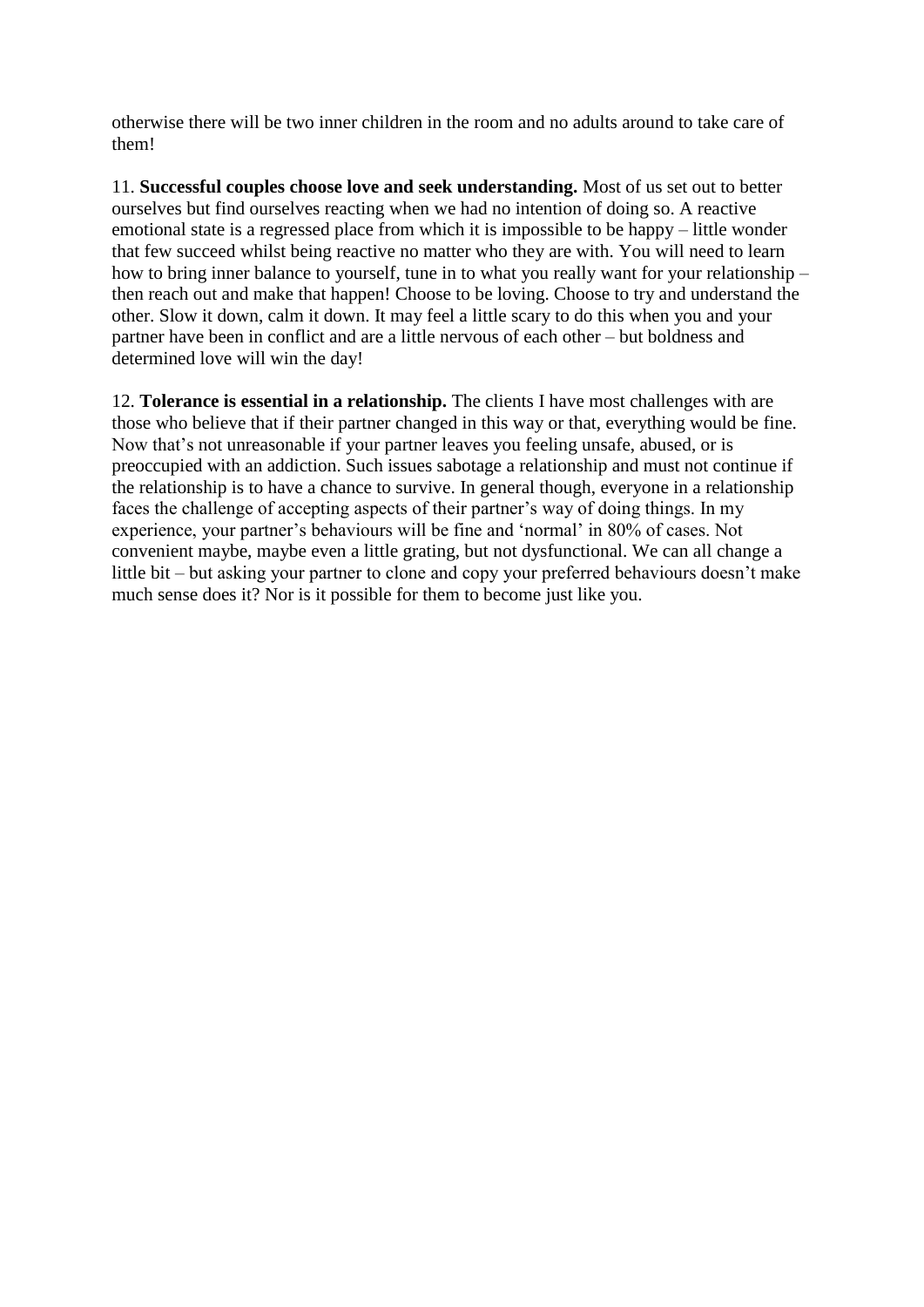otherwise there will be two inner children in the room and no adults around to take care of them!

11. **Successful couples choose love and seek understanding.** Most of us set out to better ourselves but find ourselves reacting when we had no intention of doing so. A reactive emotional state is a regressed place from which it is impossible to be happy – little wonder that few succeed whilst being reactive no matter who they are with. You will need to learn how to bring inner balance to yourself, tune in to what you really want for your relationship – then reach out and make that happen! Choose to be loving. Choose to try and understand the other. Slow it down, calm it down. It may feel a little scary to do this when you and your partner have been in conflict and are a little nervous of each other – but boldness and determined love will win the day!

12. **Tolerance is essential in a relationship.** The clients I have most challenges with are those who believe that if their partner changed in this way or that, everything would be fine. Now that's not unreasonable if your partner leaves you feeling unsafe, abused, or is preoccupied with an addiction. Such issues sabotage a relationship and must not continue if the relationship is to have a chance to survive. In general though, everyone in a relationship faces the challenge of accepting aspects of their partner's way of doing things. In my experience, your partner's behaviours will be fine and 'normal' in 80% of cases. Not convenient maybe, maybe even a little grating, but not dysfunctional. We can all change a little bit – but asking your partner to clone and copy your preferred behaviours doesn't make much sense does it? Nor is it possible for them to become just like you.